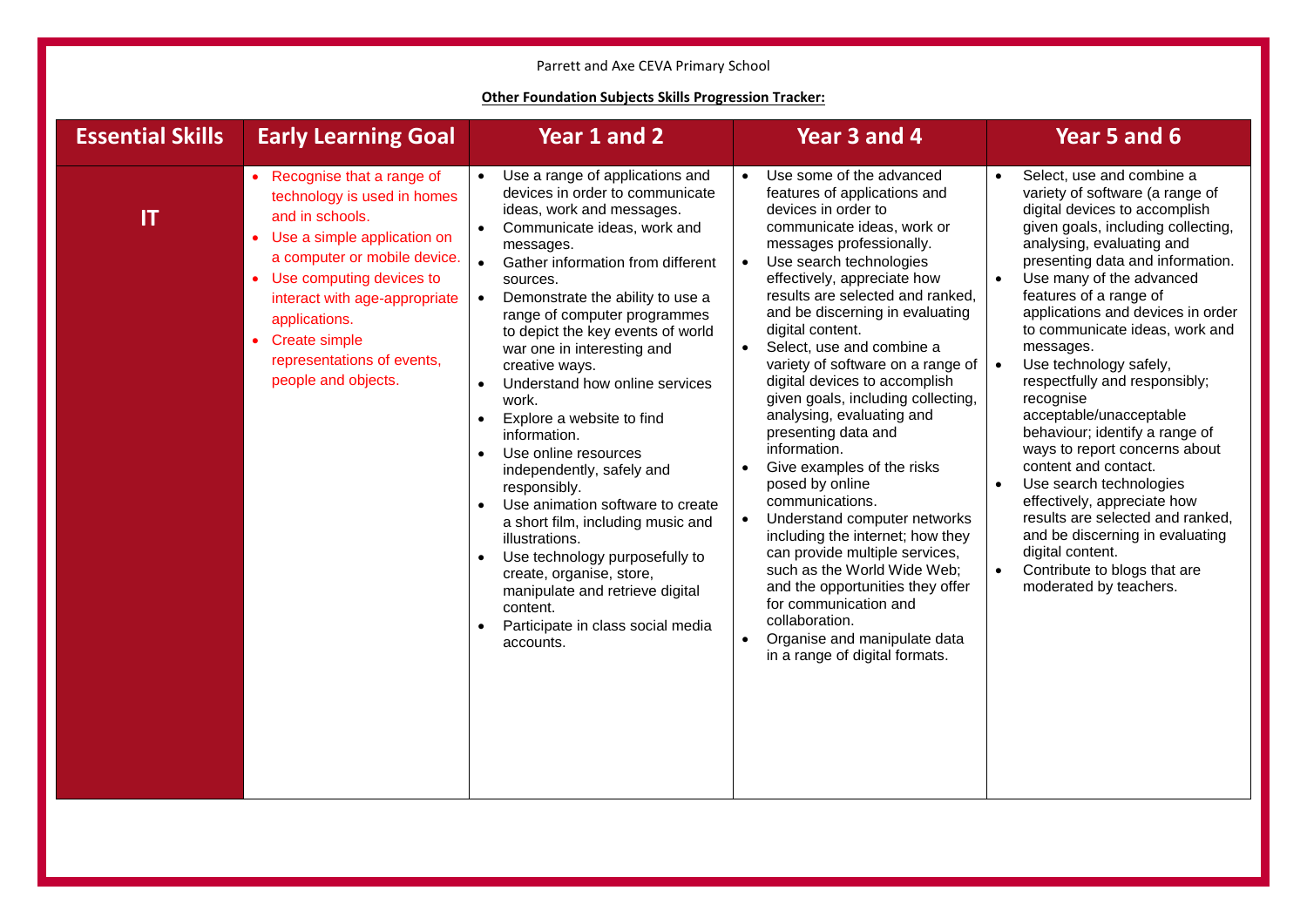Parrett and Axe CEVA Primary School

**Other Foundation Subjects Skills Progression Tracker:**

| Essential Skills | Early Learning Goal | Year 1 and 2 | Year 3 and 4 | Year 5 and 6 |
|---|---|---|---|---|
| **IT** | • Recognise that a range of technology is used in homes and in schools.<br>• Use a simple application on a computer or mobile device.<br>• Use computing devices to interact with age-appropriate applications.<br>• Create simple representations of events, people and objects. | • Use a range of applications and devices in order to communicate ideas, work and messages.<br>• Communicate ideas, work and messages.<br>• Gather information from different sources.<br>• Demonstrate the ability to use a range of computer programmes to depict the key events of world war one in interesting and creative ways.<br>• Understand how online services work.<br>• Explore a website to find information.<br>• Use online resources independently, safely and responsibly.<br>• Use animation software to create a short film, including music and illustrations.<br>• Use technology purposefully to create, organise, store, manipulate and retrieve digital content.<br>• Participate in class social media accounts. | • Use some of the advanced features of applications and devices in order to communicate ideas, work or messages professionally.<br>• Use search technologies effectively, appreciate how results are selected and ranked, and be discerning in evaluating digital content.<br>• Select, use and combine a variety of software on a range of digital devices to accomplish given goals, including collecting, analysing, evaluating and presenting data and information.<br>• Give examples of the risks posed by online communications.<br>• Understand computer networks including the internet; how they can provide multiple services, such as the World Wide Web; and the opportunities they offer for communication and collaboration.<br>• Organise and manipulate data in a range of digital formats. | • Select, use and combine a variety of software (a range of digital devices to accomplish given goals, including collecting, analysing, evaluating and presenting data and information.<br>• Use many of the advanced features of a range of applications and devices in order to communicate ideas, work and messages.<br>• Use technology safely, respectfully and responsibly; recognise acceptable/unacceptable behaviour; identify a range of ways to report concerns about content and contact.<br>• Use search technologies effectively, appreciate how results are selected and ranked, and be discerning in evaluating digital content.<br>• Contribute to blogs that are moderated by teachers. |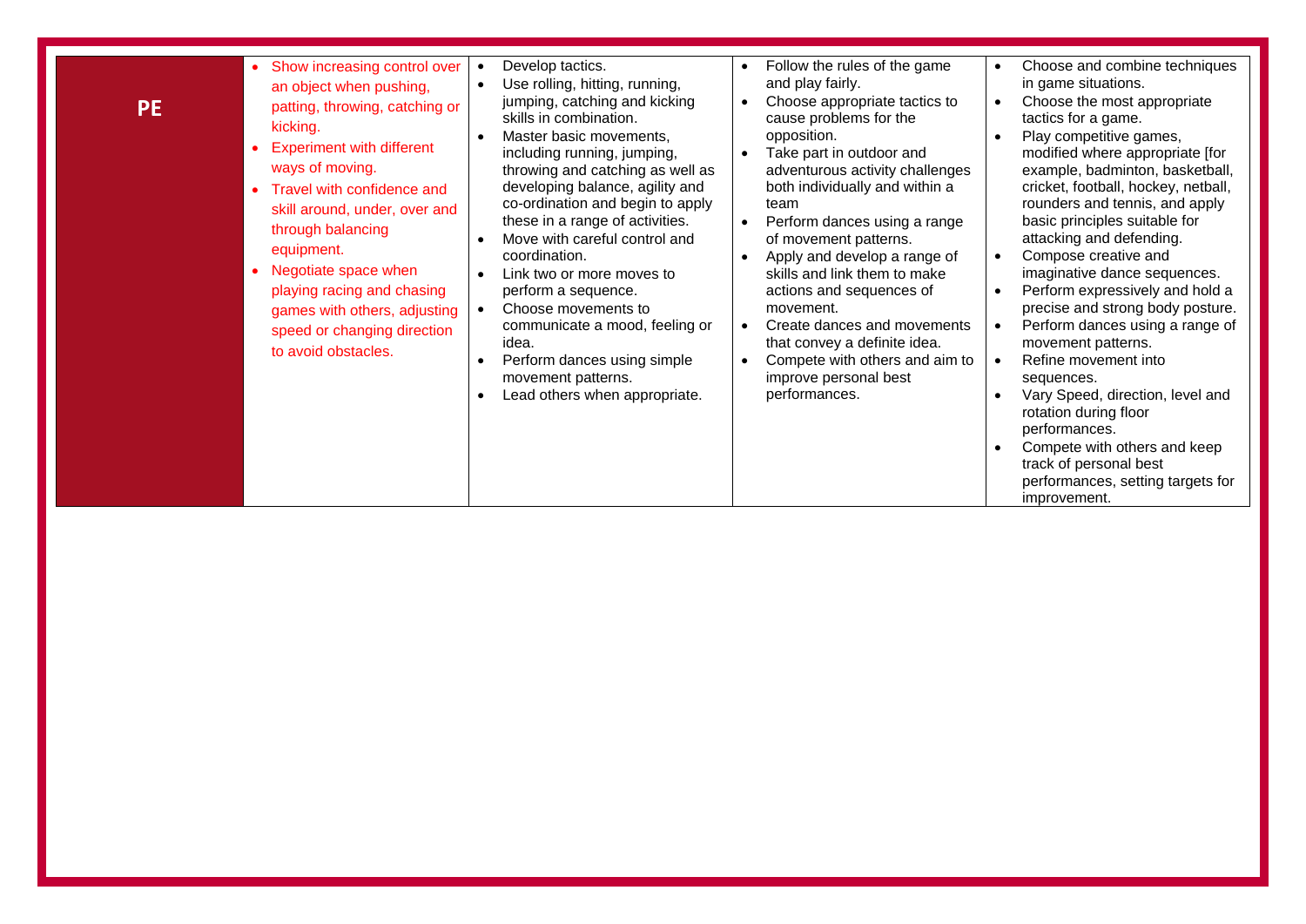| PE | | | | |
|---|---|---|---|---|
| **PE** | • Show increasing control over an object when pushing, patting, throwing, catching or kicking.<br>• Experiment with different ways of moving.<br>• Travel with confidence and skill around, under, over and through balancing equipment.<br>• Negotiate space when playing racing and chasing games with others, adjusting speed or changing direction to avoid obstacles. | • Develop tactics.<br>• Use rolling, hitting, running, jumping, catching and kicking skills in combination.<br>• Master basic movements, including running, jumping, throwing and catching as well as developing balance, agility and co-ordination and begin to apply these in a range of activities.<br>• Move with careful control and coordination.<br>• Link two or more moves to perform a sequence.<br>• Choose movements to communicate a mood, feeling or idea.<br>• Perform dances using simple movement patterns.<br>• Lead others when appropriate. | • Follow the rules of the game and play fairly.<br>• Choose appropriate tactics to cause problems for the opposition.<br>• Take part in outdoor and adventurous activity challenges both individually and within a team<br>• Perform dances using a range of movement patterns.<br>• Apply and develop a range of skills and link them to make actions and sequences of movement.<br>• Create dances and movements that convey a definite idea.<br>• Compete with others and aim to improve personal best performances. | • Choose and combine techniques in game situations.<br>• Choose the most appropriate tactics for a game.<br>• Play competitive games, modified where appropriate [for example, badminton, basketball, cricket, football, hockey, netball, rounders and tennis, and apply basic principles suitable for attacking and defending.<br>• Compose creative and imaginative dance sequences.<br>• Perform expressively and hold a precise and strong body posture.<br>• Perform dances using a range of movement patterns.<br>• Refine movement into sequences.<br>• Vary Speed, direction, level and rotation during floor performances.<br>• Compete with others and keep track of personal best performances, setting targets for improvement. |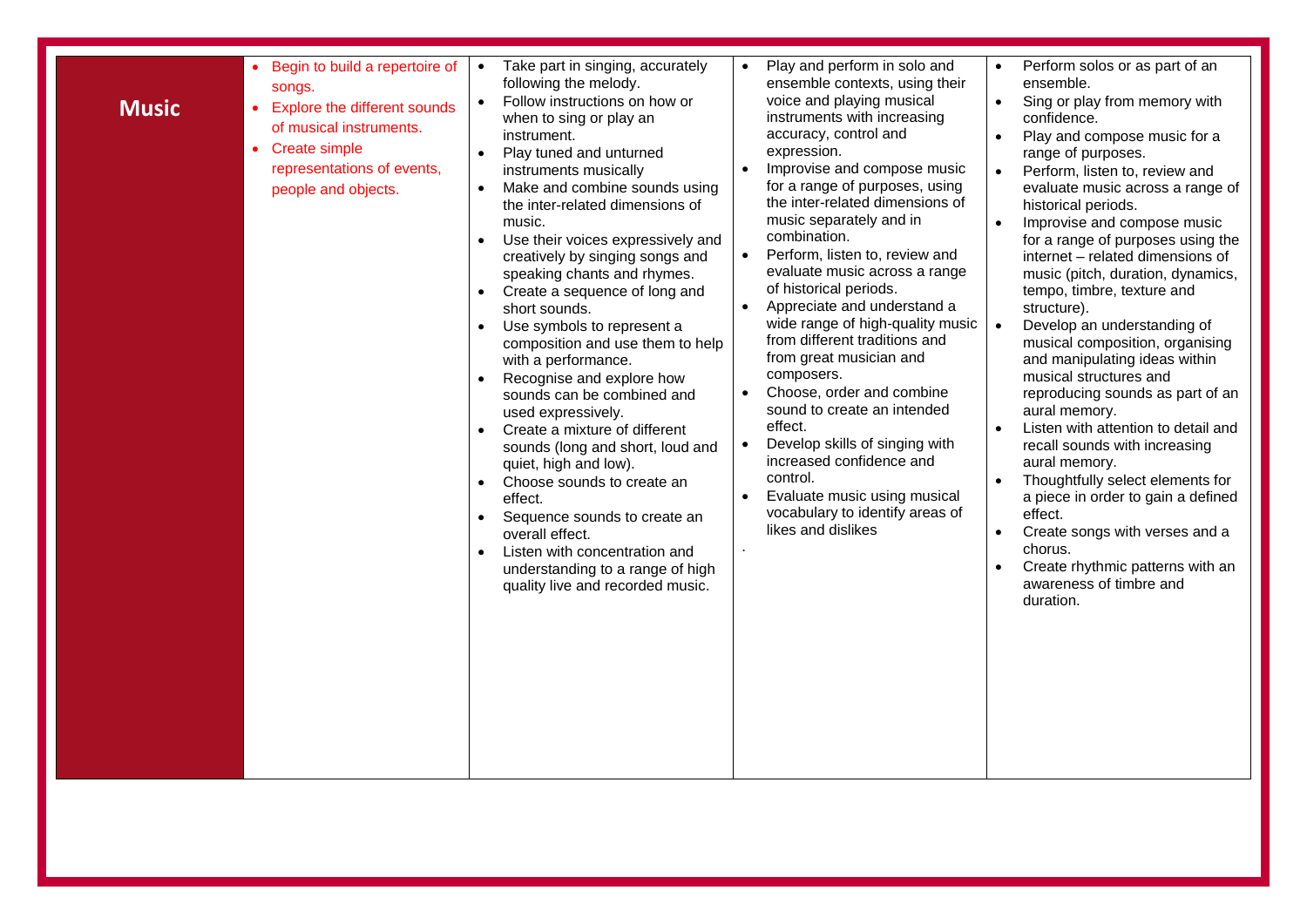| Music | <ul><li>Begin to build a repertoire of songs.</li><li>Explore the different sounds of musical instruments.</li><li>Create simple representations of events, people and objects.</li></ul> | <ul><li>Take part in singing, accurately following the melody.</li><li>Follow instructions on how or when to sing or play an instrument.</li><li>Play tuned and unturned instruments musically</li><li>Make and combine sounds using the inter-related dimensions of music.</li><li>Use their voices expressively and creatively by singing songs and speaking chants and rhymes.</li><li>Create a sequence of long and short sounds.</li><li>Use symbols to represent a composition and use them to help with a performance.</li><li>Recognise and explore how sounds can be combined and used expressively.</li><li>Create a mixture of different sounds (long and short, loud and quiet, high and low).</li><li>Choose sounds to create an effect.</li><li>Sequence sounds to create an overall effect.</li><li>Listen with concentration and understanding to a range of high quality live and recorded music.</li></ul> | <ul><li>Play and perform in solo and ensemble contexts, using their voice and playing musical instruments with increasing accuracy, control and expression.</li><li>Improvise and compose music for a range of purposes, using the inter-related dimensions of music separately and in combination.</li><li>Perform, listen to, review and evaluate music across a range of historical periods.</li><li>Appreciate and understand a wide range of high-quality music from different traditions and from great musician and composers.</li><li>Choose, order and combine sound to create an intended effect.</li><li>Develop skills of singing with increased confidence and control.</li><li>Evaluate music using musical vocabulary to identify areas of likes and dislikes</li></ul> . | <ul><li>Perform solos or as part of an ensemble.</li><li>Sing or play from memory with confidence.</li><li>Play and compose music for a range of purposes.</li><li>Perform, listen to, review and evaluate music across a range of historical periods.</li><li>Improvise and compose music for a range of purposes using the internet – related dimensions of music (pitch, duration, dynamics, tempo, timbre, texture and structure).</li><li>Develop an understanding of musical composition, organising and manipulating ideas within musical structures and reproducing sounds as part of an aural memory.</li><li>Listen with attention to detail and recall sounds with increasing aural memory.</li><li>Thoughtfully select elements for a piece in order to gain a defined effect.</li><li>Create songs with verses and a chorus.</li><li>Create rhythmic patterns with an awareness of timbre and duration.</li></ul> |
|---|---|---|---|---|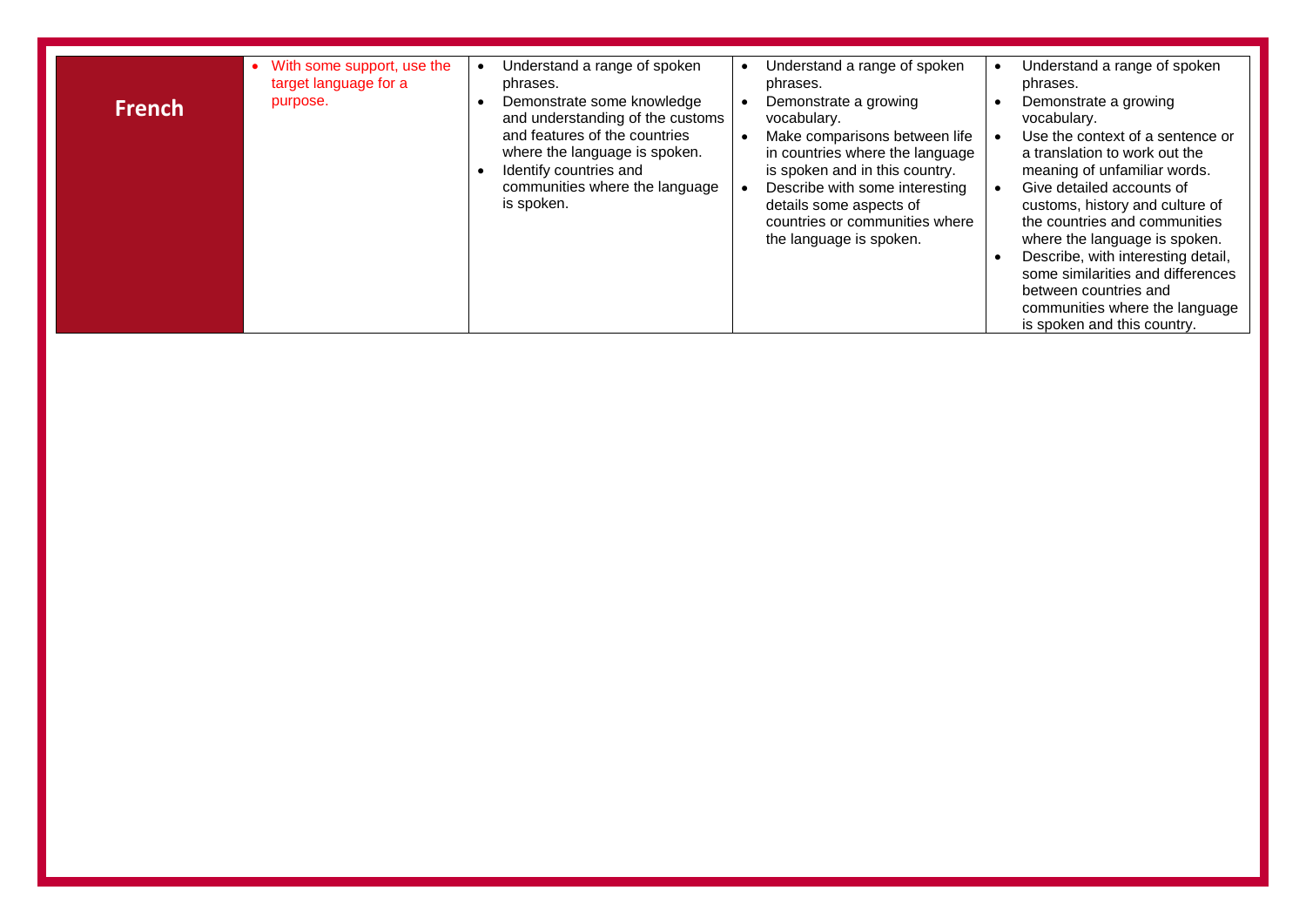| | | | | |
|---|---|---|---|---|
| **French** | • With some support, use the target language for a purpose. | • Understand a range of spoken phrases.<br>• Demonstrate some knowledge and understanding of the customs and features of the countries where the language is spoken.<br>• Identify countries and communities where the language is spoken. | • Understand a range of spoken phrases.<br>• Demonstrate a growing vocabulary.<br>• Make comparisons between life in countries where the language is spoken and in this country.<br>• Describe with some interesting details some aspects of countries or communities where the language is spoken. | • Understand a range of spoken phrases.<br>• Demonstrate a growing vocabulary.<br>• Use the context of a sentence or a translation to work out the meaning of unfamiliar words.<br>• Give detailed accounts of customs, history and culture of the countries and communities where the language is spoken.<br>• Describe, with interesting detail, some similarities and differences between countries and communities where the language is spoken and this country. |